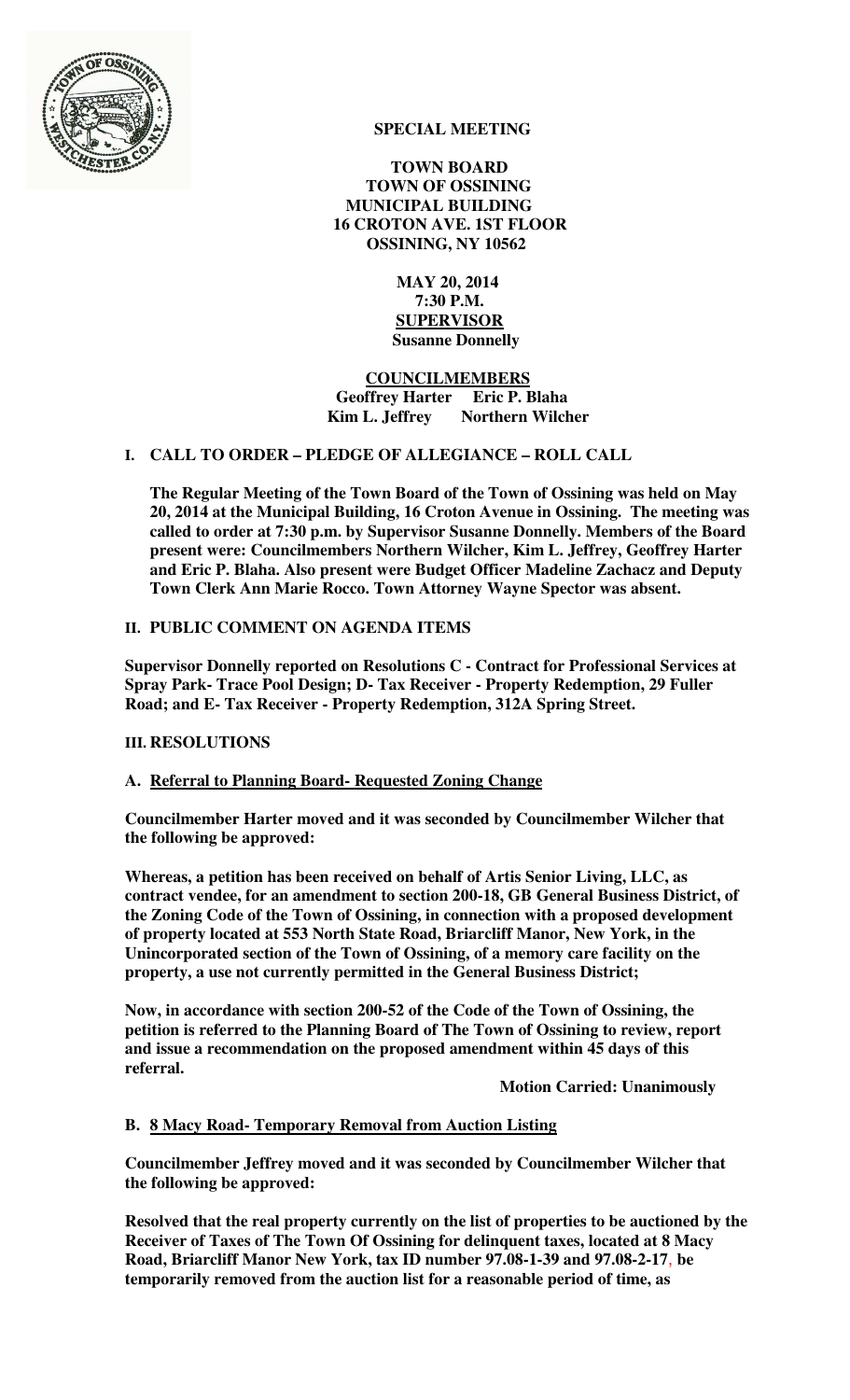**SPECIAL MEETING**

**TOWN BOARD**
**TOWN OF OSSINING**
**MUNICIPAL BUILDING**
**16 CROTON AVE. 1ST FLOOR**
**OSSINING, NY 10562**

**MAY 20, 2014**
**7:30 P.M.**
**SUPERVISOR**
**Susanne Donnelly**

**COUNCILMEMBERS**
**Geoffrey Harter Eric P. Blaha**
**Kim L. Jeffrey Northern Wilcher**

## I. CALL TO ORDER – PLEDGE OF ALLEGIANCE – ROLL CALL

**The Regular Meeting of the Town Board of the Town of Ossining was held on May 20, 2014 at the Municipal Building, 16 Croton Avenue in Ossining. The meeting was called to order at 7:30 p.m. by Supervisor Susanne Donnelly. Members of the Board present were: Councilmembers Northern Wilcher, Kim L. Jeffrey, Geoffrey Harter and Eric P. Blaha. Also present were Budget Officer Madeline Zachacz and Deputy Town Clerk Ann Marie Rocco. Town Attorney Wayne Spector was absent.**

## II. PUBLIC COMMENT ON AGENDA ITEMS

**Supervisor Donnelly reported on Resolutions C - Contract for Professional Services at Spray Park- Trace Pool Design; D- Tax Receiver - Property Redemption, 29 Fuller Road; and E- Tax Receiver - Property Redemption, 312A Spring Street.**

## III. RESOLUTIONS

### A. Referral to Planning Board- Requested Zoning Change

**Councilmember Harter moved and it was seconded by Councilmember Wilcher that the following be approved:**

**Whereas, a petition has been received on behalf of Artis Senior Living, LLC, as contract vendee, for an amendment to section 200-18, GB General Business District, of the Zoning Code of the Town of Ossining, in connection with a proposed development of property located at 553 North State Road, Briarcliff Manor, New York, in the Unincorporated section of the Town of Ossining, of a memory care facility on the property, a use not currently permitted in the General Business District;**

**Now, in accordance with section 200-52 of the Code of the Town of Ossining, the petition is referred to the Planning Board of The Town of Ossining to review, report and issue a recommendation on the proposed amendment within 45 days of this referral.**

**Motion Carried: Unanimously**

### B. 8 Macy Road- Temporary Removal from Auction Listing

**Councilmember Jeffrey moved and it was seconded by Councilmember Wilcher that the following be approved:**

**Resolved that the real property currently on the list of properties to be auctioned by the Receiver of Taxes of The Town Of Ossining for delinquent taxes, located at 8 Macy Road, Briarcliff Manor New York, tax ID number 97.08-1-39 and 97.08-2-17, be temporarily removed from the auction list for a reasonable period of time, as**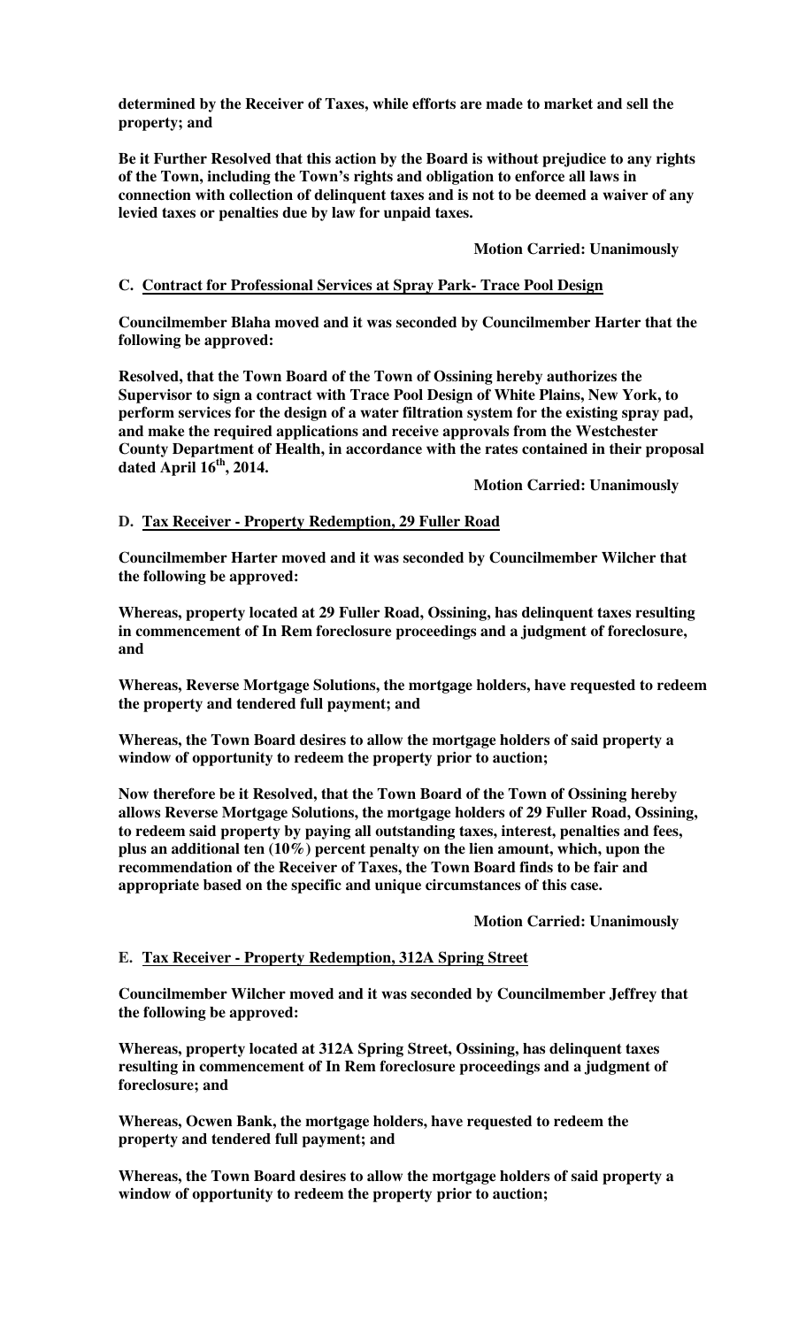**determined by the Receiver of Taxes, while efforts are made to market and sell the property; and**

**Be it Further Resolved that this action by the Board is without prejudice to any rights of the Town, including the Town's rights and obligation to enforce all laws in connection with collection of delinquent taxes and is not to be deemed a waiver of any levied taxes or penalties due by law for unpaid taxes.**

**Motion Carried: Unanimously**

**C. <u>Contract for Professional Services at Spray Park- Trace Pool Design</u>**

**Councilmember Blaha moved and it was seconded by Councilmember Harter that the following be approved:**

**Resolved, that the Town Board of the Town of Ossining hereby authorizes the Supervisor to sign a contract with Trace Pool Design of White Plains, New York, to perform services for the design of a water filtration system for the existing spray pad, and make the required applications and receive approvals from the Westchester County Department of Health, in accordance with the rates contained in their proposal dated April 16th, 2014.**

**Motion Carried: Unanimously**

**D. <u>Tax Receiver - Property Redemption, 29 Fuller Road</u>**

**Councilmember Harter moved and it was seconded by Councilmember Wilcher that the following be approved:**

**Whereas, property located at 29 Fuller Road, Ossining, has delinquent taxes resulting in commencement of In Rem foreclosure proceedings and a judgment of foreclosure, and**

**Whereas, Reverse Mortgage Solutions, the mortgage holders, have requested to redeem the property and tendered full payment; and**

**Whereas, the Town Board desires to allow the mortgage holders of said property a window of opportunity to redeem the property prior to auction;**

**Now therefore be it Resolved, that the Town Board of the Town of Ossining hereby allows Reverse Mortgage Solutions, the mortgage holders of 29 Fuller Road, Ossining, to redeem said property by paying all outstanding taxes, interest, penalties and fees, plus an additional ten (10%) percent penalty on the lien amount, which, upon the recommendation of the Receiver of Taxes, the Town Board finds to be fair and appropriate based on the specific and unique circumstances of this case.**

**Motion Carried: Unanimously**

**E. <u>Tax Receiver - Property Redemption, 312A Spring Street</u>**

**Councilmember Wilcher moved and it was seconded by Councilmember Jeffrey that the following be approved:**

**Whereas, property located at 312A Spring Street, Ossining, has delinquent taxes resulting in commencement of In Rem foreclosure proceedings and a judgment of foreclosure; and**

**Whereas, Ocwen Bank, the mortgage holders, have requested to redeem the property and tendered full payment; and**

**Whereas, the Town Board desires to allow the mortgage holders of said property a window of opportunity to redeem the property prior to auction;**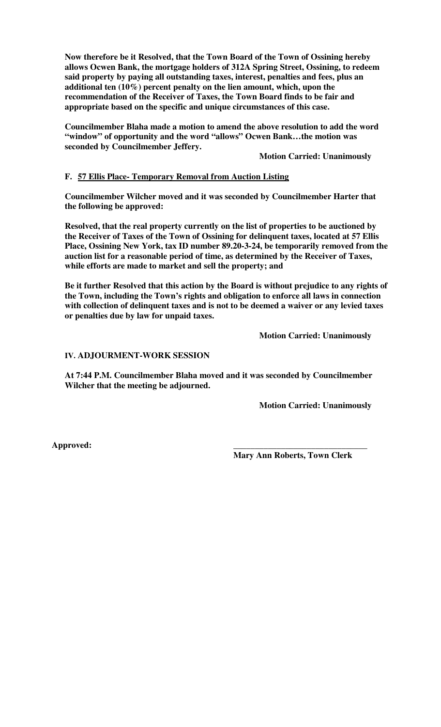**Now therefore be it Resolved, that the Town Board of the Town of Ossining hereby allows Ocwen Bank, the mortgage holders of 312A Spring Street, Ossining, to redeem said property by paying all outstanding taxes, interest, penalties and fees, plus an additional ten (10%) percent penalty on the lien amount, which, upon the recommendation of the Receiver of Taxes, the Town Board finds to be fair and appropriate based on the specific and unique circumstances of this case.**

**Councilmember Blaha made a motion to amend the above resolution to add the word "window" of opportunity and the word "allows" Ocwen Bank…the motion was seconded by Councilmember Jeffery.**

**Motion Carried: Unanimously**

**F. <u>57 Ellis Place- Temporary Removal from Auction Listing</u>**

**Councilmember Wilcher moved and it was seconded by Councilmember Harter that the following be approved:**

**Resolved, that the real property currently on the list of properties to be auctioned by the Receiver of Taxes of the Town of Ossining for delinquent taxes, located at 57 Ellis Place, Ossining New York, tax ID number 89.20-3-24, be temporarily removed from the auction list for a reasonable period of time, as determined by the Receiver of Taxes, while efforts are made to market and sell the property; and**

**Be it further Resolved that this action by the Board is without prejudice to any rights of the Town, including the Town's rights and obligation to enforce all laws in connection with collection of delinquent taxes and is not to be deemed a waiver or any levied taxes or penalties due by law for unpaid taxes.**

**Motion Carried: Unanimously**

**IV. ADJOURMENT-WORK SESSION**

**At 7:44 P.M. Councilmember Blaha moved and it was seconded by Councilmember Wilcher that the meeting be adjourned.**

**Motion Carried: Unanimously**

**Approved:** \_\_\_\_\_\_\_\_\_\_\_\_\_\_\_\_\_\_\_\_\_\_\_\_\_\_\_\_\_\_\_

**Mary Ann Roberts, Town Clerk**